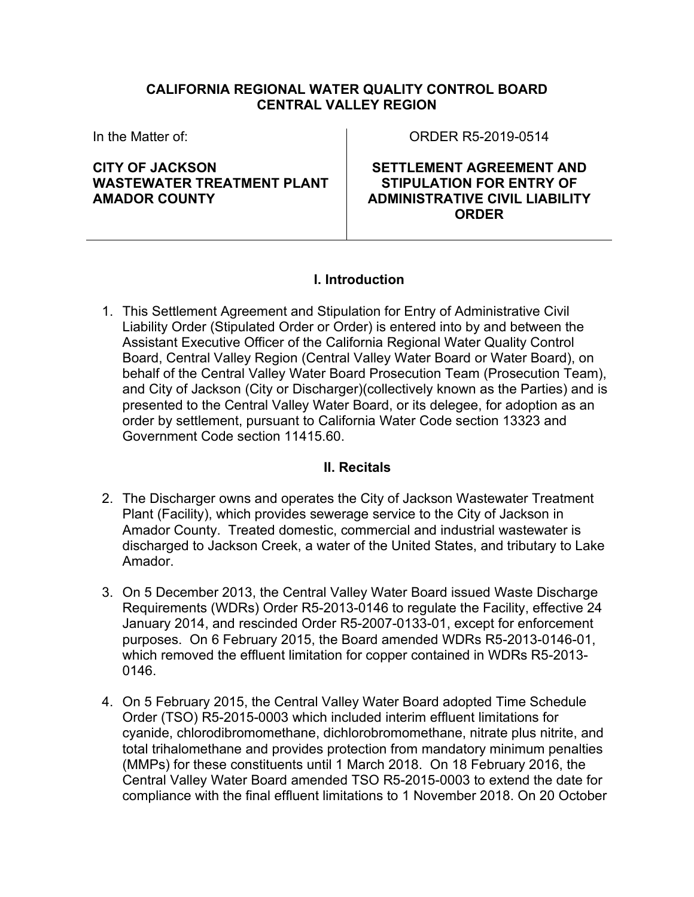**CALIFORNIA REGIONAL WATER QUALITY CONTROL BOARD**
**CENTRAL VALLEY REGION**

| In the Matter of: | ORDER R5-2019-0514 |
| --- | --- |
| **CITY OF JACKSON WASTEWATER TREATMENT PLANT AMADOR COUNTY** | **SETTLEMENT AGREEMENT AND STIPULATION FOR ENTRY OF ADMINISTRATIVE CIVIL LIABILITY ORDER** |

## I. Introduction

1. This Settlement Agreement and Stipulation for Entry of Administrative Civil Liability Order (Stipulated Order or Order) is entered into by and between the Assistant Executive Officer of the California Regional Water Quality Control Board, Central Valley Region (Central Valley Water Board or Water Board), on behalf of the Central Valley Water Board Prosecution Team (Prosecution Team), and City of Jackson (City or Discharger)(collectively known as the Parties) and is presented to the Central Valley Water Board, or its delegee, for adoption as an order by settlement, pursuant to California Water Code section 13323 and Government Code section 11415.60.

## II. Recitals

2. The Discharger owns and operates the City of Jackson Wastewater Treatment Plant (Facility), which provides sewerage service to the City of Jackson in Amador County. Treated domestic, commercial and industrial wastewater is discharged to Jackson Creek, a water of the United States, and tributary to Lake Amador.

3. On 5 December 2013, the Central Valley Water Board issued Waste Discharge Requirements (WDRs) Order R5-2013-0146 to regulate the Facility, effective 24 January 2014, and rescinded Order R5-2007-0133-01, except for enforcement purposes. On 6 February 2015, the Board amended WDRs R5-2013-0146-01, which removed the effluent limitation for copper contained in WDRs R5-2013-0146.

4. On 5 February 2015, the Central Valley Water Board adopted Time Schedule Order (TSO) R5-2015-0003 which included interim effluent limitations for cyanide, chlorodibromomethane, dichlorobromomethane, nitrate plus nitrite, and total trihalomethane and provides protection from mandatory minimum penalties (MMPs) for these constituents until 1 March 2018. On 18 February 2016, the Central Valley Water Board amended TSO R5-2015-0003 to extend the date for compliance with the final effluent limitations to 1 November 2018. On 20 October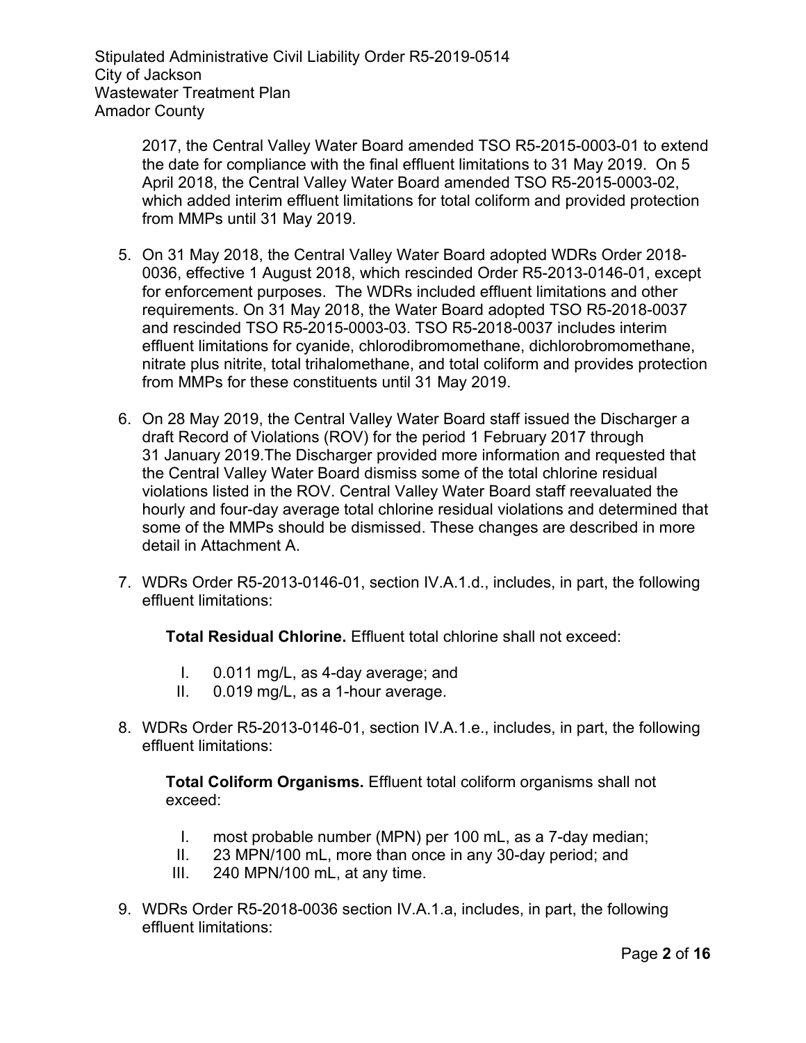2017, the Central Valley Water Board amended TSO R5-2015-0003-01 to extend the date for compliance with the final effluent limitations to 31 May 2019. On 5 April 2018, the Central Valley Water Board amended TSO R5-2015-0003-02, which added interim effluent limitations for total coliform and provided protection from MMPs until 31 May 2019.

5. On 31 May 2018, the Central Valley Water Board adopted WDRs Order 2018-0036, effective 1 August 2018, which rescinded Order R5-2013-0146-01, except for enforcement purposes. The WDRs included effluent limitations and other requirements. On 31 May 2018, the Water Board adopted TSO R5-2018-0037 and rescinded TSO R5-2015-0003-03. TSO R5-2018-0037 includes interim effluent limitations for cyanide, chlorodibromomethane, dichlorobromomethane, nitrate plus nitrite, total trihalomethane, and total coliform and provides protection from MMPs for these constituents until 31 May 2019.

6. On 28 May 2019, the Central Valley Water Board staff issued the Discharger a draft Record of Violations (ROV) for the period 1 February 2017 through 31 January 2019.The Discharger provided more information and requested that the Central Valley Water Board dismiss some of the total chlorine residual violations listed in the ROV. Central Valley Water Board staff reevaluated the hourly and four-day average total chlorine residual violations and determined that some of the MMPs should be dismissed. These changes are described in more detail in Attachment A.

7. WDRs Order R5-2013-0146-01, section IV.A.1.d., includes, in part, the following effluent limitations:

   **Total Residual Chlorine.** Effluent total chlorine shall not exceed:

   I. 0.011 mg/L, as 4-day average; and
   II. 0.019 mg/L, as a 1-hour average.

8. WDRs Order R5-2013-0146-01, section IV.A.1.e., includes, in part, the following effluent limitations:

   **Total Coliform Organisms.** Effluent total coliform organisms shall not exceed:

   I. most probable number (MPN) per 100 mL, as a 7-day median;
   II. 23 MPN/100 mL, more than once in any 30-day period; and
   III. 240 MPN/100 mL, at any time.

9. WDRs Order R5-2018-0036 section IV.A.1.a, includes, in part, the following effluent limitations: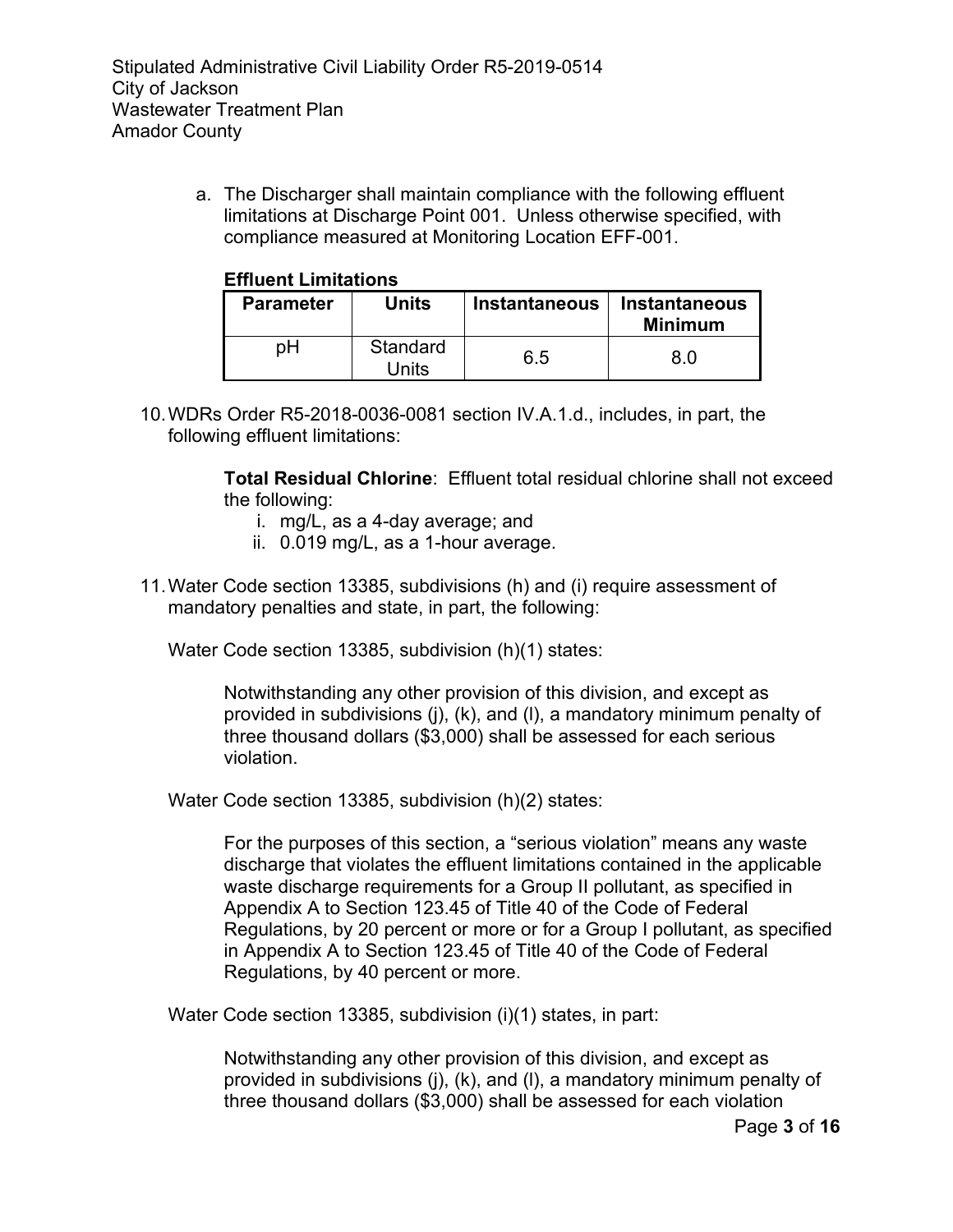a. The Discharger shall maintain compliance with the following effluent limitations at Discharge Point 001. Unless otherwise specified, with compliance measured at Monitoring Location EFF-001.

**Effluent Limitations**

| Parameter | Units | Instantaneous | Instantaneous Minimum |
|---|---|---|---|
| pH | Standard Units | 6.5 | 8.0 |

10. WDRs Order R5-2018-0036-0081 section IV.A.1.d., includes, in part, the following effluent limitations:

    **Total Residual Chlorine**: Effluent total residual chlorine shall not exceed the following:

    i. mg/L, as a 4-day average; and
    ii. 0.019 mg/L, as a 1-hour average.

11. Water Code section 13385, subdivisions (h) and (i) require assessment of mandatory penalties and state, in part, the following:

    Water Code section 13385, subdivision (h)(1) states:

    > Notwithstanding any other provision of this division, and except as provided in subdivisions (j), (k), and (l), a mandatory minimum penalty of three thousand dollars ($3,000) shall be assessed for each serious violation.

    Water Code section 13385, subdivision (h)(2) states:

    > For the purposes of this section, a "serious violation" means any waste discharge that violates the effluent limitations contained in the applicable waste discharge requirements for a Group II pollutant, as specified in Appendix A to Section 123.45 of Title 40 of the Code of Federal Regulations, by 20 percent or more or for a Group I pollutant, as specified in Appendix A to Section 123.45 of Title 40 of the Code of Federal Regulations, by 40 percent or more.

    Water Code section 13385, subdivision (i)(1) states, in part:

    > Notwithstanding any other provision of this division, and except as provided in subdivisions (j), (k), and (l), a mandatory minimum penalty of three thousand dollars ($3,000) shall be assessed for each violation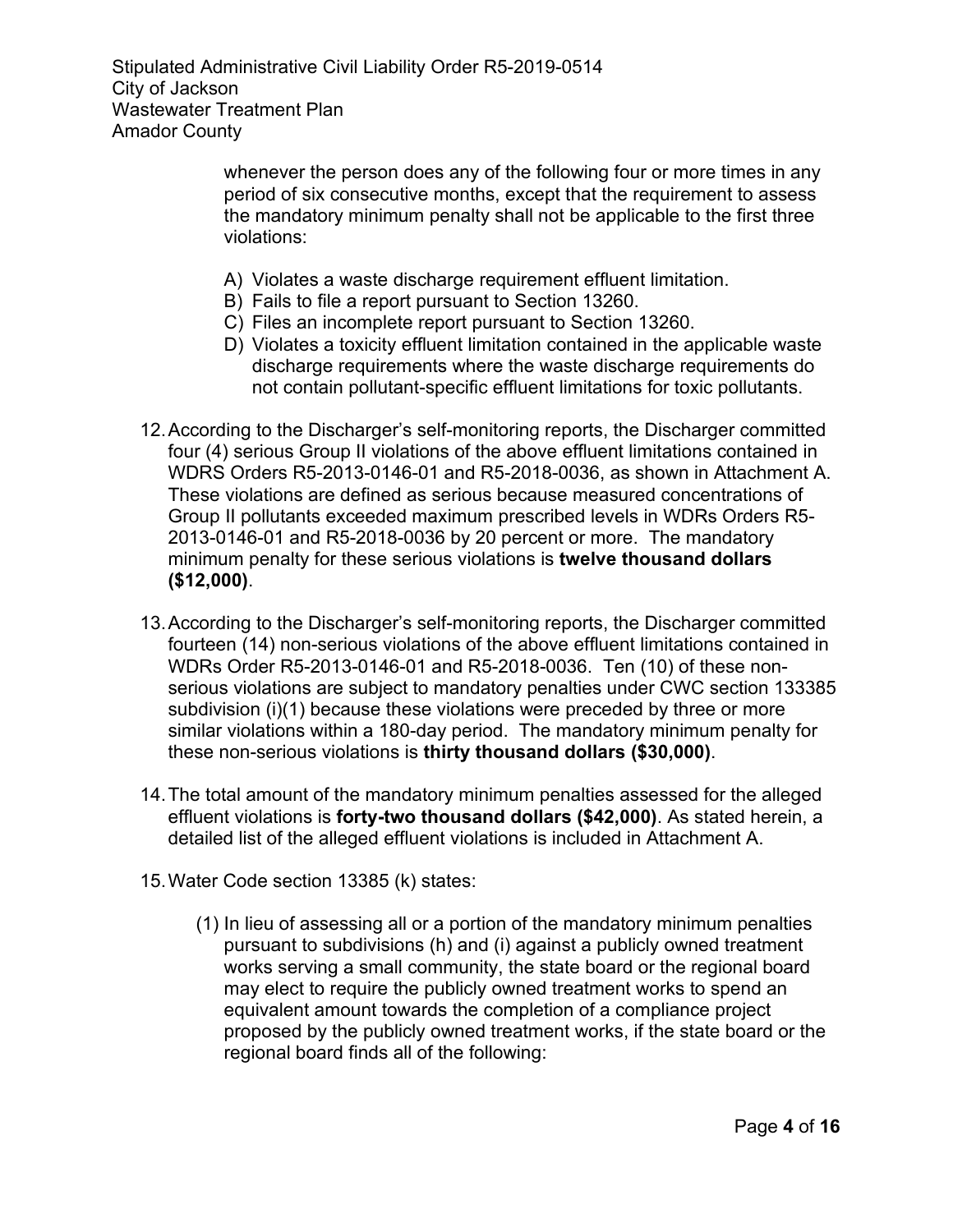whenever the person does any of the following four or more times in any period of six consecutive months, except that the requirement to assess the mandatory minimum penalty shall not be applicable to the first three violations:

A) Violates a waste discharge requirement effluent limitation.
B) Fails to file a report pursuant to Section 13260.
C) Files an incomplete report pursuant to Section 13260.
D) Violates a toxicity effluent limitation contained in the applicable waste discharge requirements where the waste discharge requirements do not contain pollutant-specific effluent limitations for toxic pollutants.

12. According to the Discharger's self-monitoring reports, the Discharger committed four (4) serious Group II violations of the above effluent limitations contained in WDRS Orders R5-2013-0146-01 and R5-2018-0036, as shown in Attachment A. These violations are defined as serious because measured concentrations of Group II pollutants exceeded maximum prescribed levels in WDRs Orders R5-2013-0146-01 and R5-2018-0036 by 20 percent or more. The mandatory minimum penalty for these serious violations is **twelve thousand dollars ($12,000)**.

13. According to the Discharger's self-monitoring reports, the Discharger committed fourteen (14) non-serious violations of the above effluent limitations contained in WDRs Order R5-2013-0146-01 and R5-2018-0036. Ten (10) of these non-serious violations are subject to mandatory penalties under CWC section 133385 subdivision (i)(1) because these violations were preceded by three or more similar violations within a 180-day period. The mandatory minimum penalty for these non-serious violations is **thirty thousand dollars ($30,000)**.

14. The total amount of the mandatory minimum penalties assessed for the alleged effluent violations is **forty-two thousand dollars ($42,000)**. As stated herein, a detailed list of the alleged effluent violations is included in Attachment A.

15. Water Code section 13385 (k) states:

(1) In lieu of assessing all or a portion of the mandatory minimum penalties pursuant to subdivisions (h) and (i) against a publicly owned treatment works serving a small community, the state board or the regional board may elect to require the publicly owned treatment works to spend an equivalent amount towards the completion of a compliance project proposed by the publicly owned treatment works, if the state board or the regional board finds all of the following: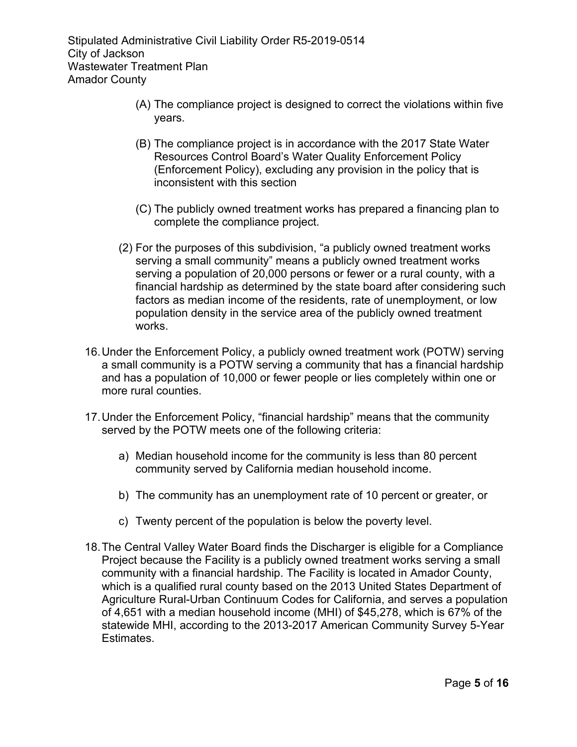(A) The compliance project is designed to correct the violations within five years.

(B) The compliance project is in accordance with the 2017 State Water Resources Control Board's Water Quality Enforcement Policy (Enforcement Policy), excluding any provision in the policy that is inconsistent with this section

(C) The publicly owned treatment works has prepared a financing plan to complete the compliance project.

(2) For the purposes of this subdivision, "a publicly owned treatment works serving a small community" means a publicly owned treatment works serving a population of 20,000 persons or fewer or a rural county, with a financial hardship as determined by the state board after considering such factors as median income of the residents, rate of unemployment, or low population density in the service area of the publicly owned treatment works.

16. Under the Enforcement Policy, a publicly owned treatment work (POTW) serving a small community is a POTW serving a community that has a financial hardship and has a population of 10,000 or fewer people or lies completely within one or more rural counties.

17. Under the Enforcement Policy, "financial hardship" means that the community served by the POTW meets one of the following criteria:

    a) Median household income for the community is less than 80 percent community served by California median household income.

    b) The community has an unemployment rate of 10 percent or greater, or

    c) Twenty percent of the population is below the poverty level.

18. The Central Valley Water Board finds the Discharger is eligible for a Compliance Project because the Facility is a publicly owned treatment works serving a small community with a financial hardship. The Facility is located in Amador County, which is a qualified rural county based on the 2013 United States Department of Agriculture Rural-Urban Continuum Codes for California, and serves a population of 4,651 with a median household income (MHI) of $45,278, which is 67% of the statewide MHI, according to the 2013-2017 American Community Survey 5-Year Estimates.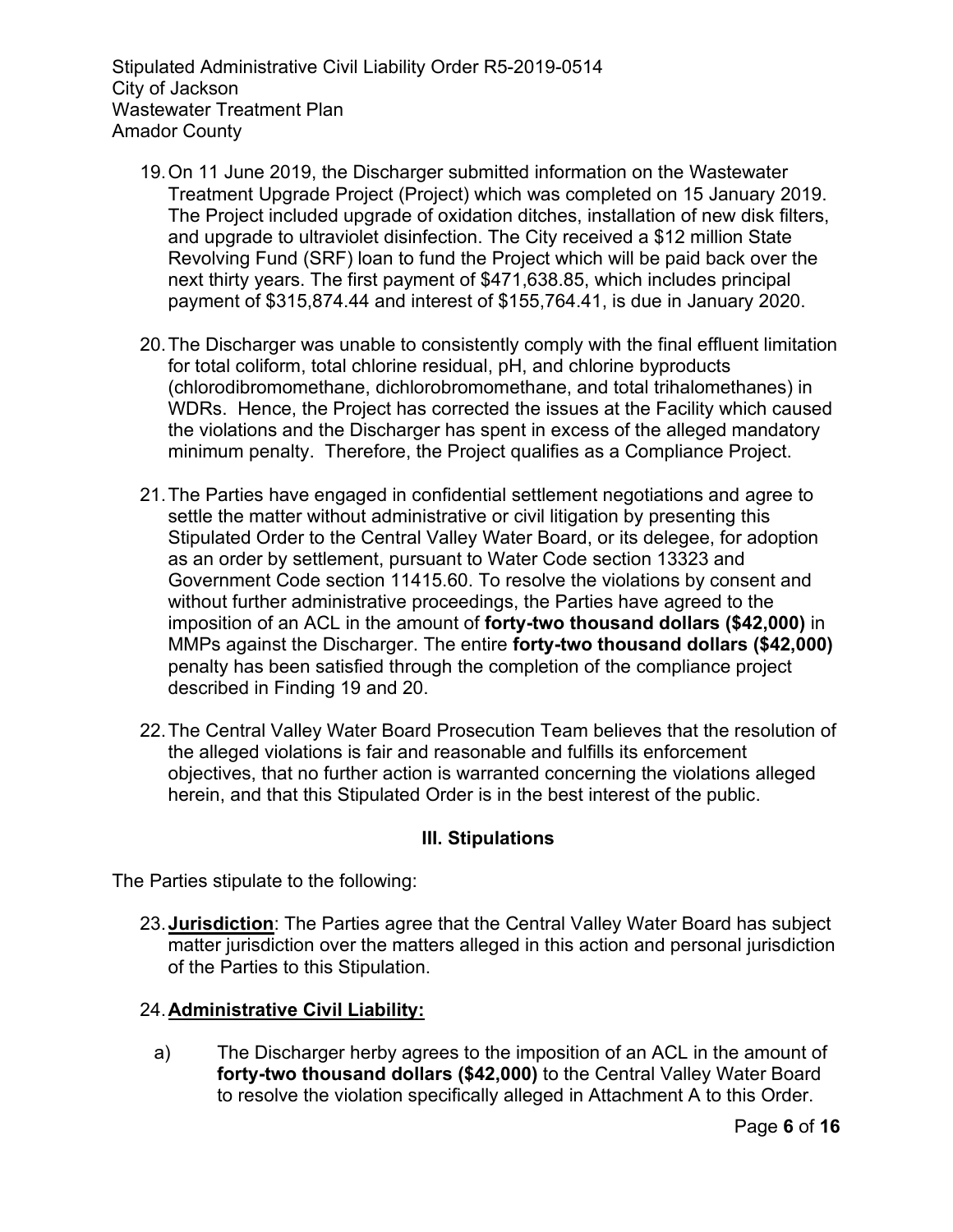19. On 11 June 2019, the Discharger submitted information on the Wastewater Treatment Upgrade Project (Project) which was completed on 15 January 2019. The Project included upgrade of oxidation ditches, installation of new disk filters, and upgrade to ultraviolet disinfection. The City received a $12 million State Revolving Fund (SRF) loan to fund the Project which will be paid back over the next thirty years. The first payment of $471,638.85, which includes principal payment of $315,874.44 and interest of $155,764.41, is due in January 2020.

20. The Discharger was unable to consistently comply with the final effluent limitation for total coliform, total chlorine residual, pH, and chlorine byproducts (chlorodibromomethane, dichlorobromomethane, and total trihalomethanes) in WDRs. Hence, the Project has corrected the issues at the Facility which caused the violations and the Discharger has spent in excess of the alleged mandatory minimum penalty. Therefore, the Project qualifies as a Compliance Project.

21. The Parties have engaged in confidential settlement negotiations and agree to settle the matter without administrative or civil litigation by presenting this Stipulated Order to the Central Valley Water Board, or its delegee, for adoption as an order by settlement, pursuant to Water Code section 13323 and Government Code section 11415.60. To resolve the violations by consent and without further administrative proceedings, the Parties have agreed to the imposition of an ACL in the amount of **forty-two thousand dollars ($42,000)** in MMPs against the Discharger. The entire **forty-two thousand dollars ($42,000)** penalty has been satisfied through the completion of the compliance project described in Finding 19 and 20.

22. The Central Valley Water Board Prosecution Team believes that the resolution of the alleged violations is fair and reasonable and fulfills its enforcement objectives, that no further action is warranted concerning the violations alleged herein, and that this Stipulated Order is in the best interest of the public.

## III. Stipulations

The Parties stipulate to the following:

23. **Jurisdiction**: The Parties agree that the Central Valley Water Board has subject matter jurisdiction over the matters alleged in this action and personal jurisdiction of the Parties to this Stipulation.

24. **Administrative Civil Liability:**

    a) The Discharger herby agrees to the imposition of an ACL in the amount of **forty-two thousand dollars ($42,000)** to the Central Valley Water Board to resolve the violation specifically alleged in Attachment A to this Order.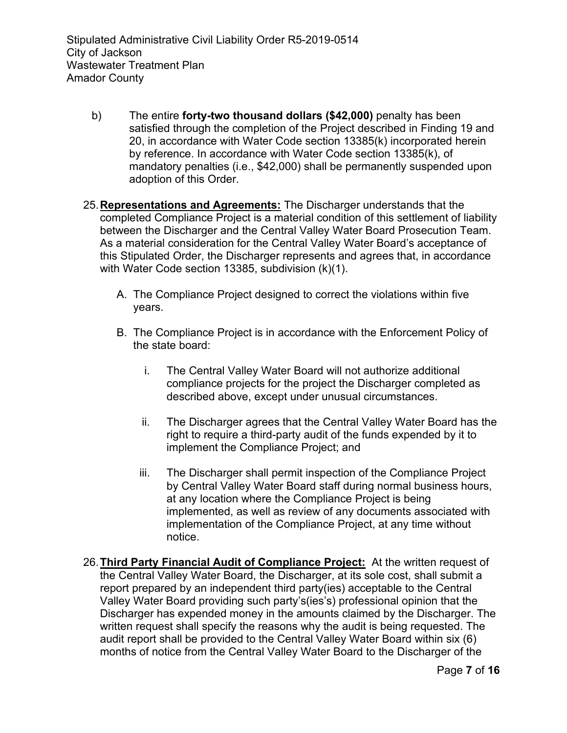b) The entire **forty-two thousand dollars ($42,000)** penalty has been satisfied through the completion of the Project described in Finding 19 and 20, in accordance with Water Code section 13385(k) incorporated herein by reference. In accordance with Water Code section 13385(k), of mandatory penalties (i.e., $42,000) shall be permanently suspended upon adoption of this Order.

25. **Representations and Agreements:** The Discharger understands that the completed Compliance Project is a material condition of this settlement of liability between the Discharger and the Central Valley Water Board Prosecution Team. As a material consideration for the Central Valley Water Board's acceptance of this Stipulated Order, the Discharger represents and agrees that, in accordance with Water Code section 13385, subdivision (k)(1).

    A. The Compliance Project designed to correct the violations within five years.

    B. The Compliance Project is in accordance with the Enforcement Policy of the state board:

        i. The Central Valley Water Board will not authorize additional compliance projects for the project the Discharger completed as described above, except under unusual circumstances.

        ii. The Discharger agrees that the Central Valley Water Board has the right to require a third-party audit of the funds expended by it to implement the Compliance Project; and

        iii. The Discharger shall permit inspection of the Compliance Project by Central Valley Water Board staff during normal business hours, at any location where the Compliance Project is being implemented, as well as review of any documents associated with implementation of the Compliance Project, at any time without notice.

26. **Third Party Financial Audit of Compliance Project:** At the written request of the Central Valley Water Board, the Discharger, at its sole cost, shall submit a report prepared by an independent third party(ies) acceptable to the Central Valley Water Board providing such party's(ies's) professional opinion that the Discharger has expended money in the amounts claimed by the Discharger. The written request shall specify the reasons why the audit is being requested. The audit report shall be provided to the Central Valley Water Board within six (6) months of notice from the Central Valley Water Board to the Discharger of the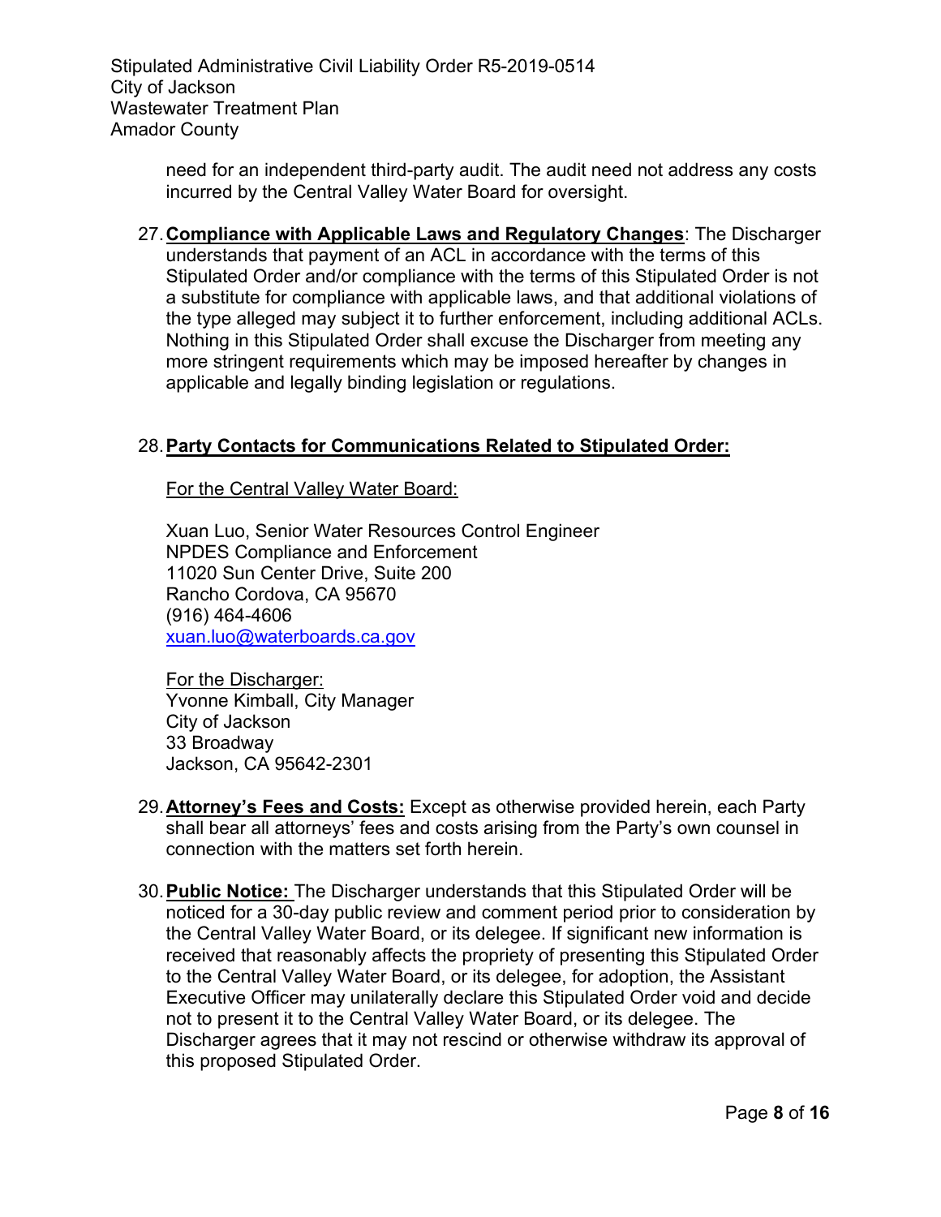need for an independent third-party audit. The audit need not address any costs incurred by the Central Valley Water Board for oversight.

27. **Compliance with Applicable Laws and Regulatory Changes**: The Discharger understands that payment of an ACL in accordance with the terms of this Stipulated Order and/or compliance with the terms of this Stipulated Order is not a substitute for compliance with applicable laws, and that additional violations of the type alleged may subject it to further enforcement, including additional ACLs. Nothing in this Stipulated Order shall excuse the Discharger from meeting any more stringent requirements which may be imposed hereafter by changes in applicable and legally binding legislation or regulations.

28. **Party Contacts for Communications Related to Stipulated Order:**

    For the Central Valley Water Board:

    Xuan Luo, Senior Water Resources Control Engineer
    NPDES Compliance and Enforcement
    11020 Sun Center Drive, Suite 200
    Rancho Cordova, CA 95670
    (916) 464-4606
    xuan.luo@waterboards.ca.gov

    For the Discharger:
    Yvonne Kimball, City Manager
    City of Jackson
    33 Broadway
    Jackson, CA 95642-2301

29. **Attorney's Fees and Costs:** Except as otherwise provided herein, each Party shall bear all attorneys' fees and costs arising from the Party's own counsel in connection with the matters set forth herein.

30. **Public Notice:** The Discharger understands that this Stipulated Order will be noticed for a 30-day public review and comment period prior to consideration by the Central Valley Water Board, or its delegee. If significant new information is received that reasonably affects the propriety of presenting this Stipulated Order to the Central Valley Water Board, or its delegee, for adoption, the Assistant Executive Officer may unilaterally declare this Stipulated Order void and decide not to present it to the Central Valley Water Board, or its delegee. The Discharger agrees that it may not rescind or otherwise withdraw its approval of this proposed Stipulated Order.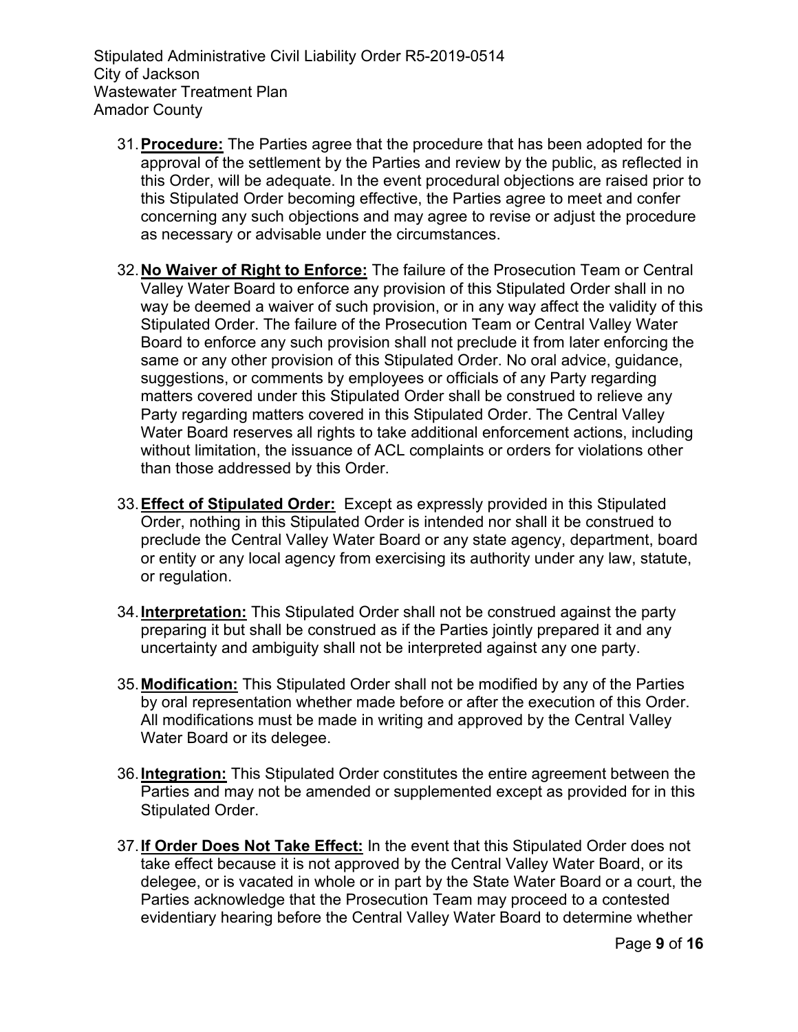31. **Procedure:** The Parties agree that the procedure that has been adopted for the approval of the settlement by the Parties and review by the public, as reflected in this Order, will be adequate. In the event procedural objections are raised prior to this Stipulated Order becoming effective, the Parties agree to meet and confer concerning any such objections and may agree to revise or adjust the procedure as necessary or advisable under the circumstances.

32. **No Waiver of Right to Enforce:** The failure of the Prosecution Team or Central Valley Water Board to enforce any provision of this Stipulated Order shall in no way be deemed a waiver of such provision, or in any way affect the validity of this Stipulated Order. The failure of the Prosecution Team or Central Valley Water Board to enforce any such provision shall not preclude it from later enforcing the same or any other provision of this Stipulated Order. No oral advice, guidance, suggestions, or comments by employees or officials of any Party regarding matters covered under this Stipulated Order shall be construed to relieve any Party regarding matters covered in this Stipulated Order. The Central Valley Water Board reserves all rights to take additional enforcement actions, including without limitation, the issuance of ACL complaints or orders for violations other than those addressed by this Order.

33. **Effect of Stipulated Order:** Except as expressly provided in this Stipulated Order, nothing in this Stipulated Order is intended nor shall it be construed to preclude the Central Valley Water Board or any state agency, department, board or entity or any local agency from exercising its authority under any law, statute, or regulation.

34. **Interpretation:** This Stipulated Order shall not be construed against the party preparing it but shall be construed as if the Parties jointly prepared it and any uncertainty and ambiguity shall not be interpreted against any one party.

35. **Modification:** This Stipulated Order shall not be modified by any of the Parties by oral representation whether made before or after the execution of this Order. All modifications must be made in writing and approved by the Central Valley Water Board or its delegee.

36. **Integration:** This Stipulated Order constitutes the entire agreement between the Parties and may not be amended or supplemented except as provided for in this Stipulated Order.

37. **If Order Does Not Take Effect:** In the event that this Stipulated Order does not take effect because it is not approved by the Central Valley Water Board, or its delegee, or is vacated in whole or in part by the State Water Board or a court, the Parties acknowledge that the Prosecution Team may proceed to a contested evidentiary hearing before the Central Valley Water Board to determine whether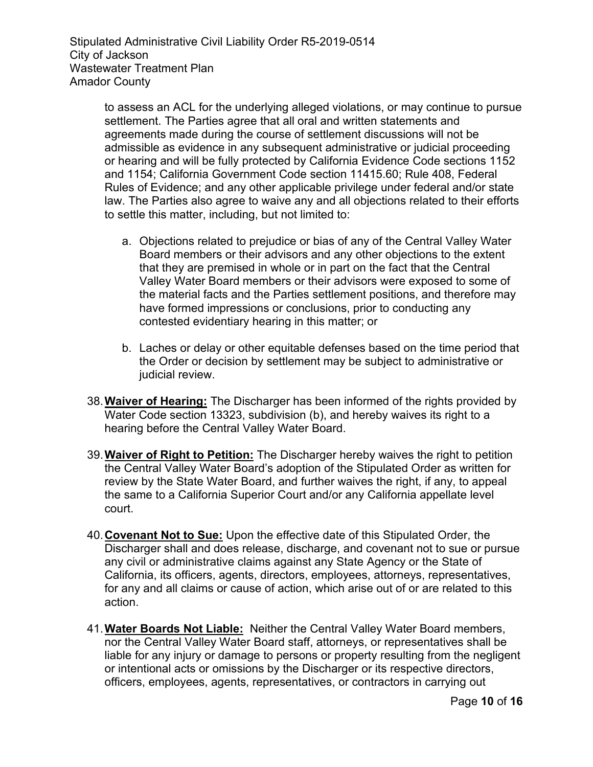to assess an ACL for the underlying alleged violations, or may continue to pursue settlement. The Parties agree that all oral and written statements and agreements made during the course of settlement discussions will not be admissible as evidence in any subsequent administrative or judicial proceeding or hearing and will be fully protected by California Evidence Code sections 1152 and 1154; California Government Code section 11415.60; Rule 408, Federal Rules of Evidence; and any other applicable privilege under federal and/or state law. The Parties also agree to waive any and all objections related to their efforts to settle this matter, including, but not limited to:

a. Objections related to prejudice or bias of any of the Central Valley Water Board members or their advisors and any other objections to the extent that they are premised in whole or in part on the fact that the Central Valley Water Board members or their advisors were exposed to some of the material facts and the Parties settlement positions, and therefore may have formed impressions or conclusions, prior to conducting any contested evidentiary hearing in this matter; or

b. Laches or delay or other equitable defenses based on the time period that the Order or decision by settlement may be subject to administrative or judicial review.

38. **Waiver of Hearing:** The Discharger has been informed of the rights provided by Water Code section 13323, subdivision (b), and hereby waives its right to a hearing before the Central Valley Water Board.

39. **Waiver of Right to Petition:** The Discharger hereby waives the right to petition the Central Valley Water Board's adoption of the Stipulated Order as written for review by the State Water Board, and further waives the right, if any, to appeal the same to a California Superior Court and/or any California appellate level court.

40. **Covenant Not to Sue:** Upon the effective date of this Stipulated Order, the Discharger shall and does release, discharge, and covenant not to sue or pursue any civil or administrative claims against any State Agency or the State of California, its officers, agents, directors, employees, attorneys, representatives, for any and all claims or cause of action, which arise out of or are related to this action.

41. **Water Boards Not Liable:** Neither the Central Valley Water Board members, nor the Central Valley Water Board staff, attorneys, or representatives shall be liable for any injury or damage to persons or property resulting from the negligent or intentional acts or omissions by the Discharger or its respective directors, officers, employees, agents, representatives, or contractors in carrying out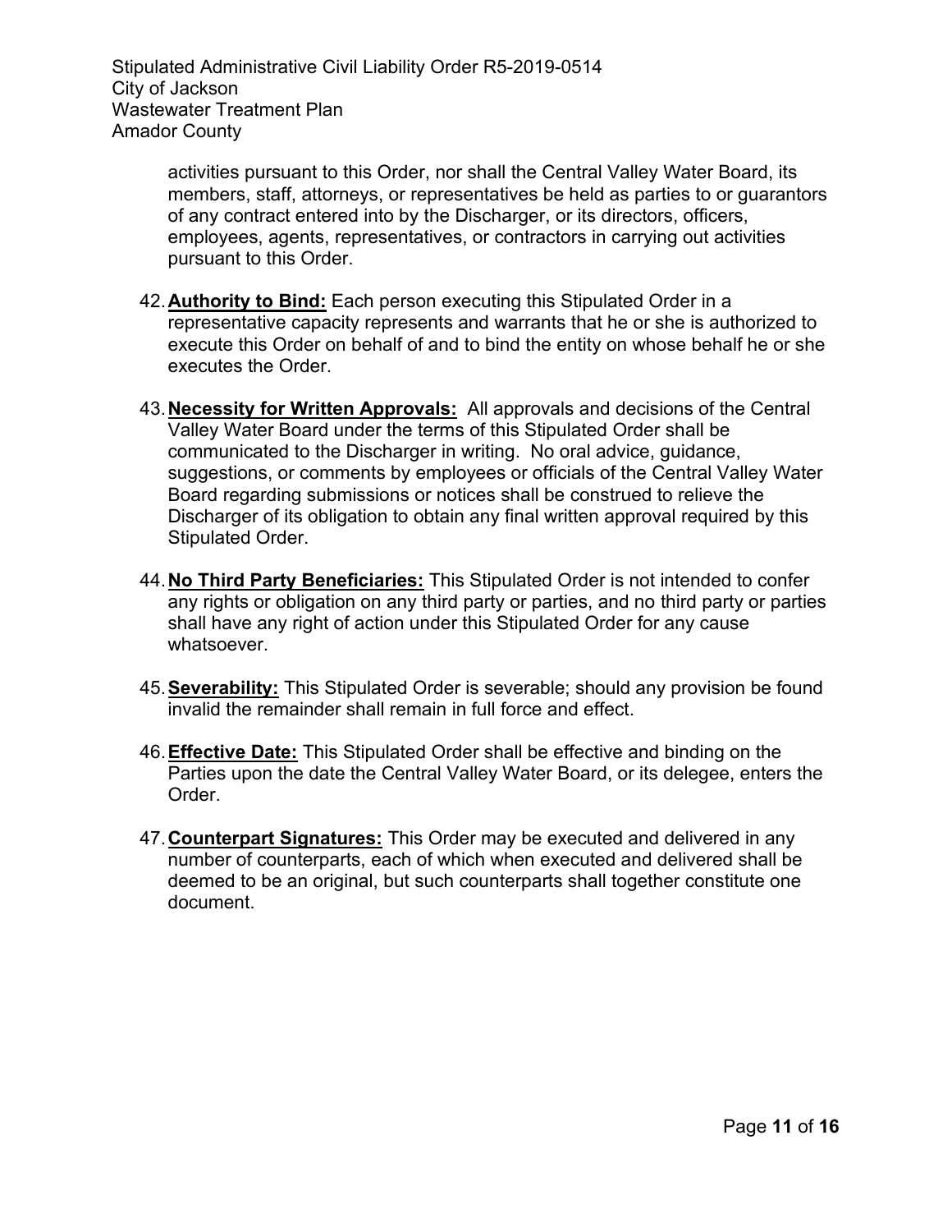activities pursuant to this Order, nor shall the Central Valley Water Board, its members, staff, attorneys, or representatives be held as parties to or guarantors of any contract entered into by the Discharger, or its directors, officers, employees, agents, representatives, or contractors in carrying out activities pursuant to this Order.

42. **Authority to Bind:** Each person executing this Stipulated Order in a representative capacity represents and warrants that he or she is authorized to execute this Order on behalf of and to bind the entity on whose behalf he or she executes the Order.

43. **Necessity for Written Approvals:** All approvals and decisions of the Central Valley Water Board under the terms of this Stipulated Order shall be communicated to the Discharger in writing. No oral advice, guidance, suggestions, or comments by employees or officials of the Central Valley Water Board regarding submissions or notices shall be construed to relieve the Discharger of its obligation to obtain any final written approval required by this Stipulated Order.

44. **No Third Party Beneficiaries:** This Stipulated Order is not intended to confer any rights or obligation on any third party or parties, and no third party or parties shall have any right of action under this Stipulated Order for any cause whatsoever.

45. **Severability:** This Stipulated Order is severable; should any provision be found invalid the remainder shall remain in full force and effect.

46. **Effective Date:** This Stipulated Order shall be effective and binding on the Parties upon the date the Central Valley Water Board, or its delegee, enters the Order.

47. **Counterpart Signatures:** This Order may be executed and delivered in any number of counterparts, each of which when executed and delivered shall be deemed to be an original, but such counterparts shall together constitute one document.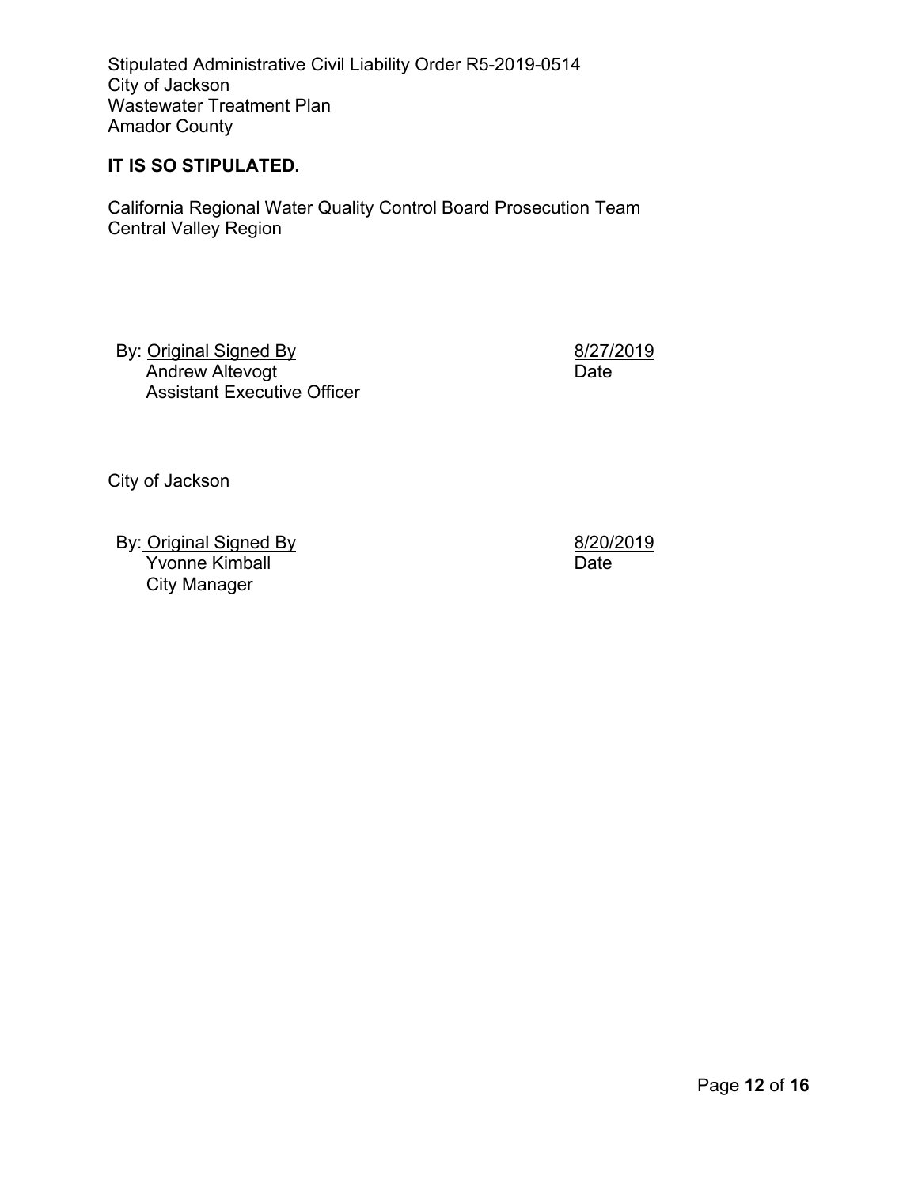Stipulated Administrative Civil Liability Order R5-2019-0514
City of Jackson
Wastewater Treatment Plan
Amador County

**IT IS SO STIPULATED.**

California Regional Water Quality Control Board Prosecution Team
Central Valley Region

By: Original Signed By
Andrew Altevogt
Assistant Executive Officer

8/27/2019
Date

City of Jackson

By: Original Signed By
Yvonne Kimball
City Manager

8/20/2019
Date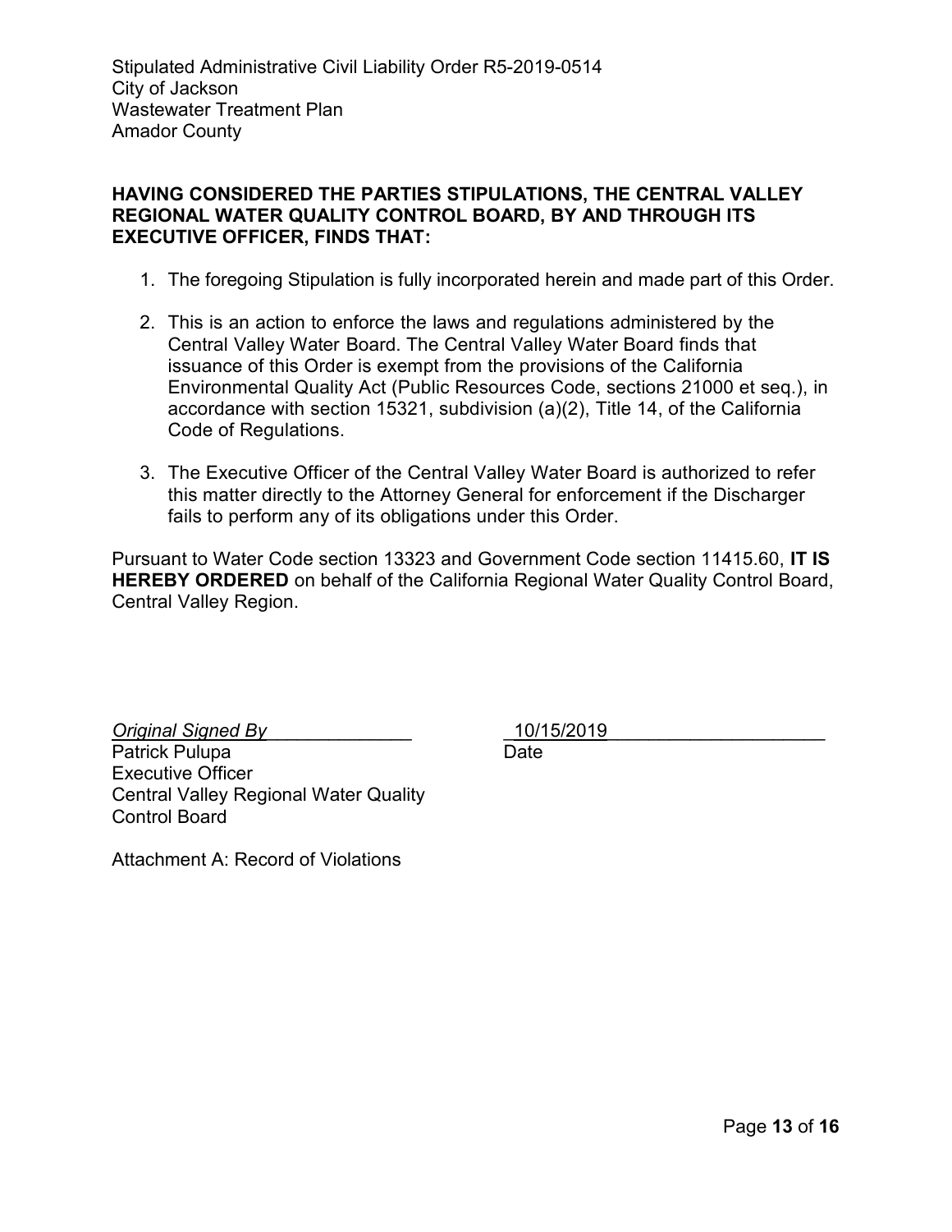**HAVING CONSIDERED THE PARTIES STIPULATIONS, THE CENTRAL VALLEY REGIONAL WATER QUALITY CONTROL BOARD, BY AND THROUGH ITS EXECUTIVE OFFICER, FINDS THAT:**

1. The foregoing Stipulation is fully incorporated herein and made part of this Order.

2. This is an action to enforce the laws and regulations administered by the Central Valley Water Board. The Central Valley Water Board finds that issuance of this Order is exempt from the provisions of the California Environmental Quality Act (Public Resources Code, sections 21000 et seq.), in accordance with section 15321, subdivision (a)(2), Title 14, of the California Code of Regulations.

3. The Executive Officer of the Central Valley Water Board is authorized to refer this matter directly to the Attorney General for enforcement if the Discharger fails to perform any of its obligations under this Order.

Pursuant to Water Code section 13323 and Government Code section 11415.60, **IT IS HEREBY ORDERED** on behalf of the California Regional Water Quality Control Board, Central Valley Region.

*Original Signed By*
Patrick Pulupa
Executive Officer
Central Valley Regional Water Quality Control Board

10/15/2019
Date

Attachment A: Record of Violations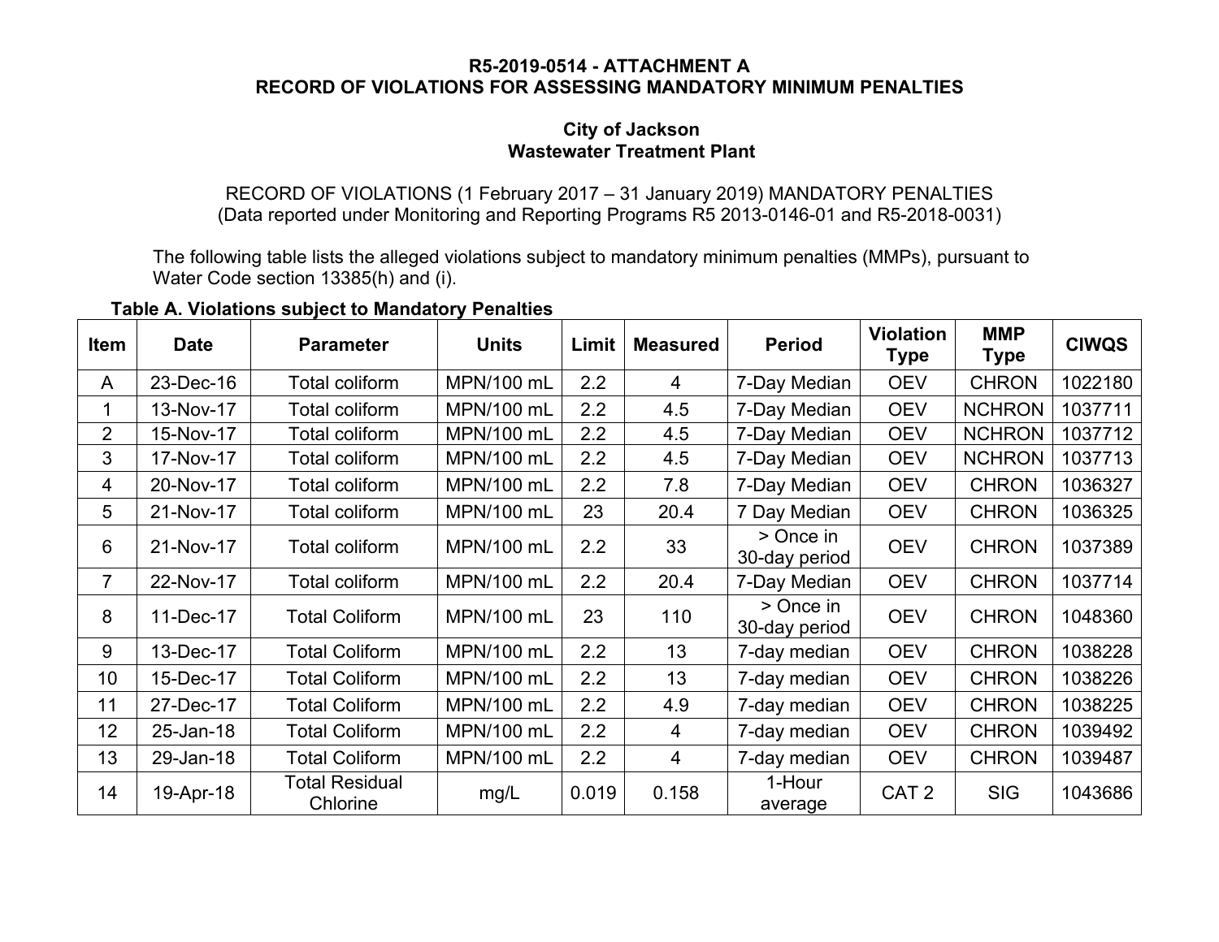**R5-2019-0514 - ATTACHMENT A**
**RECORD OF VIOLATIONS FOR ASSESSING MANDATORY MINIMUM PENALTIES**

**City of Jackson**
**Wastewater Treatment Plant**

RECORD OF VIOLATIONS (1 February 2017 – 31 January 2019) MANDATORY PENALTIES
(Data reported under Monitoring and Reporting Programs R5 2013-0146-01 and R5-2018-0031)

The following table lists the alleged violations subject to mandatory minimum penalties (MMPs), pursuant to Water Code section 13385(h) and (i).

**Table A. Violations subject to Mandatory Penalties**

| Item | Date | Parameter | Units | Limit | Measured | Period | Violation Type | MMP Type | CIWQS |
|---|---|---|---|---|---|---|---|---|---|
| A | 23-Dec-16 | Total coliform | MPN/100 mL | 2.2 | 4 | 7-Day Median | OEV | CHRON | 1022180 |
| 1 | 13-Nov-17 | Total coliform | MPN/100 mL | 2.2 | 4.5 | 7-Day Median | OEV | NCHRON | 1037711 |
| 2 | 15-Nov-17 | Total coliform | MPN/100 mL | 2.2 | 4.5 | 7-Day Median | OEV | NCHRON | 1037712 |
| 3 | 17-Nov-17 | Total coliform | MPN/100 mL | 2.2 | 4.5 | 7-Day Median | OEV | NCHRON | 1037713 |
| 4 | 20-Nov-17 | Total coliform | MPN/100 mL | 2.2 | 7.8 | 7-Day Median | OEV | CHRON | 1036327 |
| 5 | 21-Nov-17 | Total coliform | MPN/100 mL | 23 | 20.4 | 7 Day Median | OEV | CHRON | 1036325 |
| 6 | 21-Nov-17 | Total coliform | MPN/100 mL | 2.2 | 33 | > Once in 30-day period | OEV | CHRON | 1037389 |
| 7 | 22-Nov-17 | Total coliform | MPN/100 mL | 2.2 | 20.4 | 7-Day Median | OEV | CHRON | 1037714 |
| 8 | 11-Dec-17 | Total Coliform | MPN/100 mL | 23 | 110 | > Once in 30-day period | OEV | CHRON | 1048360 |
| 9 | 13-Dec-17 | Total Coliform | MPN/100 mL | 2.2 | 13 | 7-day median | OEV | CHRON | 1038228 |
| 10 | 15-Dec-17 | Total Coliform | MPN/100 mL | 2.2 | 13 | 7-day median | OEV | CHRON | 1038226 |
| 11 | 27-Dec-17 | Total Coliform | MPN/100 mL | 2.2 | 4.9 | 7-day median | OEV | CHRON | 1038225 |
| 12 | 25-Jan-18 | Total Coliform | MPN/100 mL | 2.2 | 4 | 7-day median | OEV | CHRON | 1039492 |
| 13 | 29-Jan-18 | Total Coliform | MPN/100 mL | 2.2 | 4 | 7-day median | OEV | CHRON | 1039487 |
| 14 | 19-Apr-18 | Total Residual Chlorine | mg/L | 0.019 | 0.158 | 1-Hour average | CAT 2 | SIG | 1043686 |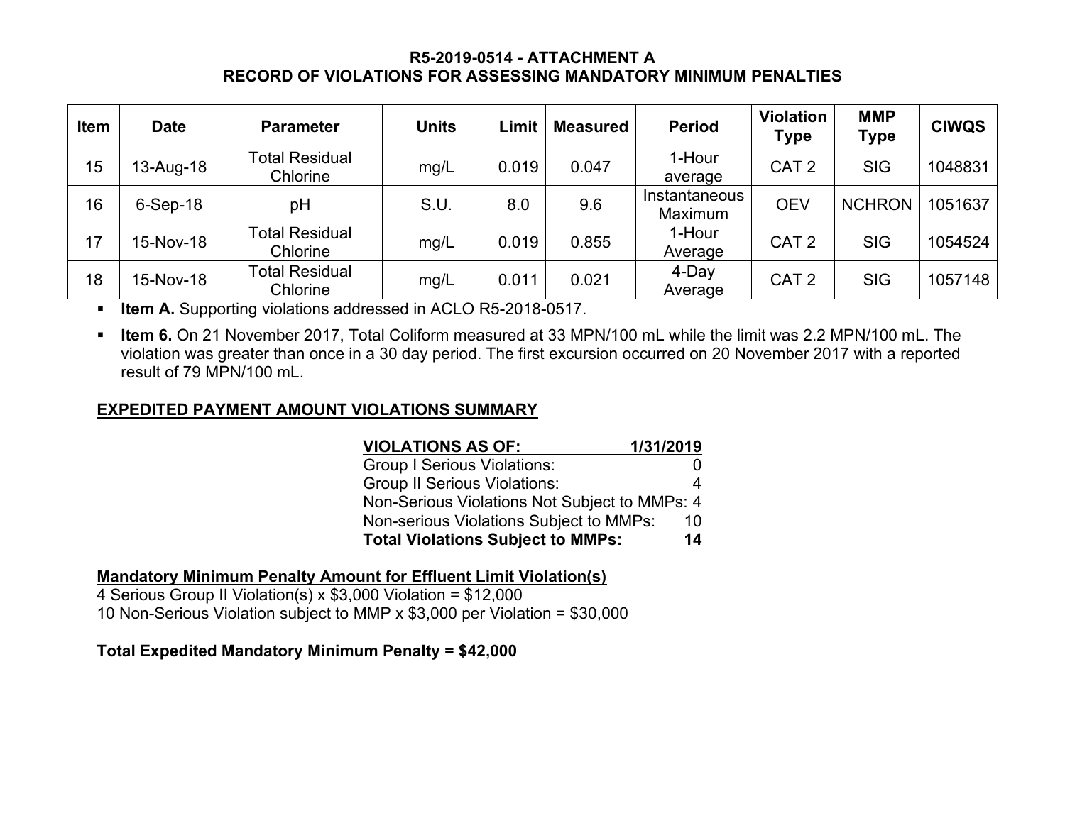## R5-2019-0514 - ATTACHMENT A
## RECORD OF VIOLATIONS FOR ASSESSING MANDATORY MINIMUM PENALTIES

| Item | Date | Parameter | Units | Limit | Measured | Period | Violation Type | MMP Type | CIWQS |
|---|---|---|---|---|---|---|---|---|---|
| 15 | 13-Aug-18 | Total Residual Chlorine | mg/L | 0.019 | 0.047 | 1-Hour average | CAT 2 | SIG | 1048831 |
| 16 | 6-Sep-18 | pH | S.U. | 8.0 | 9.6 | Instantaneous Maximum | OEV | NCHRON | 1051637 |
| 17 | 15-Nov-18 | Total Residual Chlorine | mg/L | 0.019 | 0.855 | 1-Hour Average | CAT 2 | SIG | 1054524 |
| 18 | 15-Nov-18 | Total Residual Chlorine | mg/L | 0.011 | 0.021 | 4-Day Average | CAT 2 | SIG | 1057148 |

- **Item A.** Supporting violations addressed in ACLO R5-2018-0517.
- **Item 6.** On 21 November 2017, Total Coliform measured at 33 MPN/100 mL while the limit was 2.2 MPN/100 mL. The violation was greater than once in a 30 day period. The first excursion occurred on 20 November 2017 with a reported result of 79 MPN/100 mL.

### EXPEDITED PAYMENT AMOUNT VIOLATIONS SUMMARY

| VIOLATIONS AS OF: | 1/31/2019 |
|---|---|
| Group I Serious Violations: | 0 |
| Group II Serious Violations: | 4 |
| Non-Serious Violations Not Subject to MMPs: | 4 |
| Non-serious Violations Subject to MMPs: | 10 |
| **Total Violations Subject to MMPs:** | **14** |

**Mandatory Minimum Penalty Amount for Effluent Limit Violation(s)**

4 Serious Group II Violation(s) x $3,000 Violation = $12,000

10 Non-Serious Violation subject to MMP x $3,000 per Violation = $30,000

**Total Expedited Mandatory Minimum Penalty = $42,000**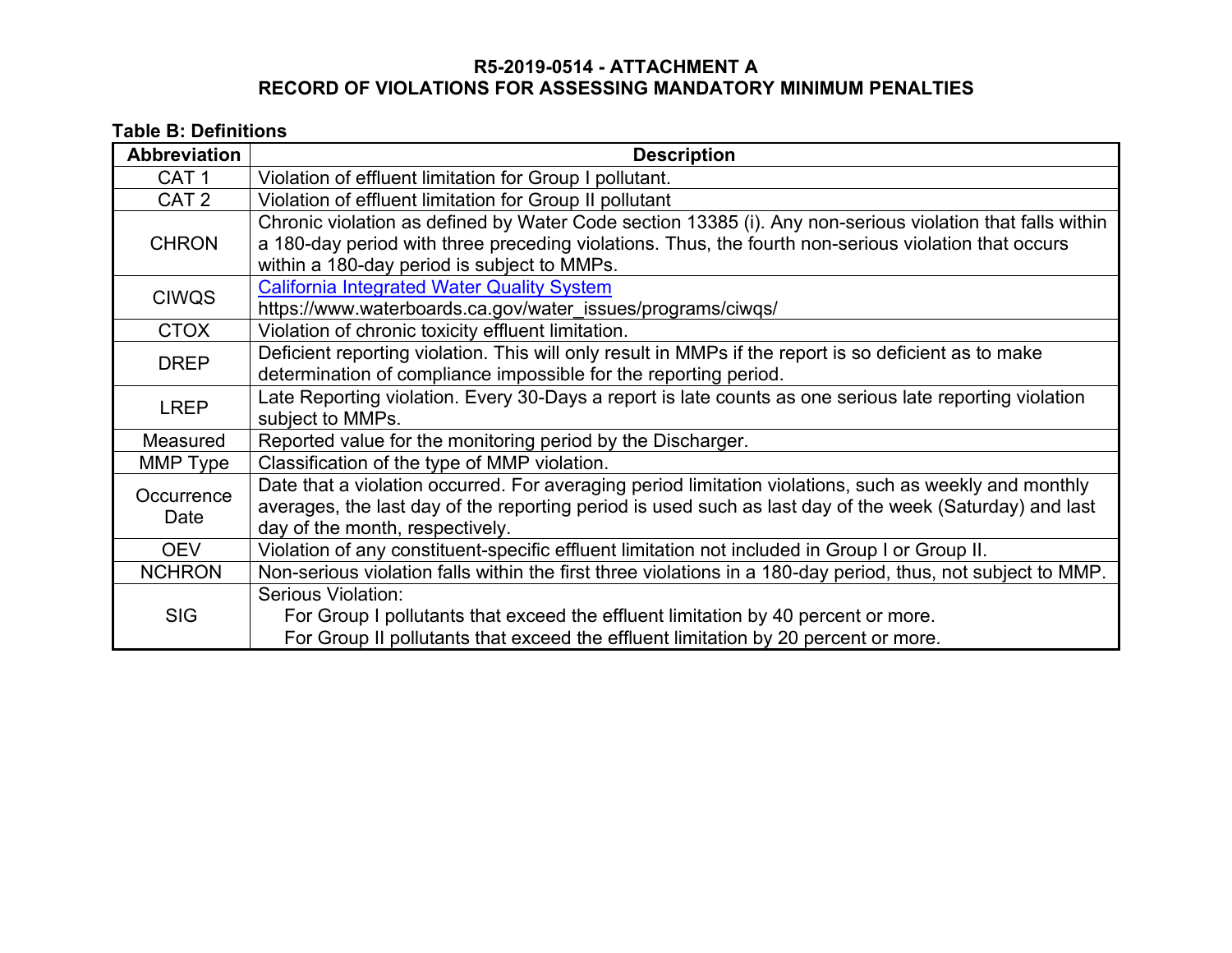# R5-2019-0514 - ATTACHMENT A
# RECORD OF VIOLATIONS FOR ASSESSING MANDATORY MINIMUM PENALTIES

**Table B: Definitions**

| Abbreviation | Description |
|---|---|
| CAT 1 | Violation of effluent limitation for Group I pollutant. |
| CAT 2 | Violation of effluent limitation for Group II pollutant |
| CHRON | Chronic violation as defined by Water Code section 13385 (i). Any non-serious violation that falls within a 180-day period with three preceding violations. Thus, the fourth non-serious violation that occurs within a 180-day period is subject to MMPs. |
| CIWQS | [California Integrated Water Quality System](https://www.waterboards.ca.gov/water_issues/programs/ciwqs/) https://www.waterboards.ca.gov/water_issues/programs/ciwqs/ |
| CTOX | Violation of chronic toxicity effluent limitation. |
| DREP | Deficient reporting violation. This will only result in MMPs if the report is so deficient as to make determination of compliance impossible for the reporting period. |
| LREP | Late Reporting violation. Every 30-Days a report is late counts as one serious late reporting violation subject to MMPs. |
| Measured | Reported value for the monitoring period by the Discharger. |
| MMP Type | Classification of the type of MMP violation. |
| Occurrence Date | Date that a violation occurred. For averaging period limitation violations, such as weekly and monthly averages, the last day of the reporting period is used such as last day of the week (Saturday) and last day of the month, respectively. |
| OEV | Violation of any constituent-specific effluent limitation not included in Group I or Group II. |
| NCHRON | Non-serious violation falls within the first three violations in a 180-day period, thus, not subject to MMP. |
| SIG | Serious Violation: For Group I pollutants that exceed the effluent limitation by 40 percent or more. For Group II pollutants that exceed the effluent limitation by 20 percent or more. |